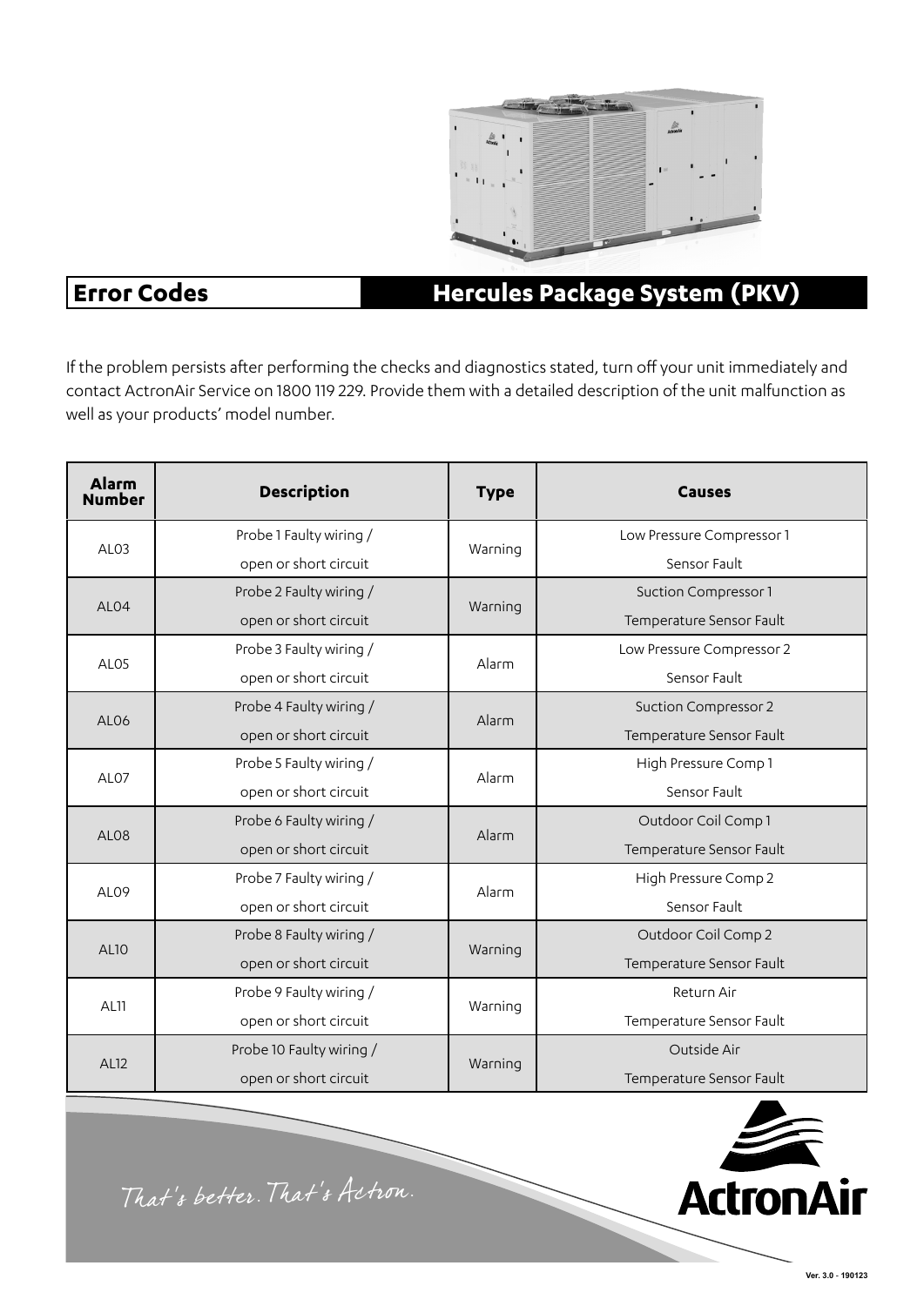# Error Codes

## Hercules Package System (PKV)

If the problem persists after performing the checks and diagnostics stated, turn off your unit immediately and contact ActronAir Service on 1800 119 229. Provide them with a detailed description of the unit malfunction as well as your products' model number.

| Alarm Number | Description | Type | Causes |
|---|---|---|---|
| AL03 | Probe 1 Faulty wiring / open or short circuit | Warning | Low Pressure Compressor 1 Sensor Fault |
| AL04 | Probe 2 Faulty wiring / open or short circuit | Warning | Suction Compressor 1 Temperature Sensor Fault |
| AL05 | Probe 3 Faulty wiring / open or short circuit | Alarm | Low Pressure Compressor 2 Sensor Fault |
| AL06 | Probe 4 Faulty wiring / open or short circuit | Alarm | Suction Compressor 2 Temperature Sensor Fault |
| AL07 | Probe 5 Faulty wiring / open or short circuit | Alarm | High Pressure Comp 1 Sensor Fault |
| AL08 | Probe 6 Faulty wiring / open or short circuit | Alarm | Outdoor Coil Comp 1 Temperature Sensor Fault |
| AL09 | Probe 7 Faulty wiring / open or short circuit | Alarm | High Pressure Comp 2 Sensor Fault |
| AL10 | Probe 8 Faulty wiring / open or short circuit | Warning | Outdoor Coil Comp 2 Temperature Sensor Fault |
| AL11 | Probe 9 Faulty wiring / open or short circuit | Warning | Return Air Temperature Sensor Fault |
| AL12 | Probe 10 Faulty wiring / open or short circuit | Warning | Outside Air Temperature Sensor Fault |

*That's better. That's Actron.*

ActronAir

Ver. 3.0 - 190123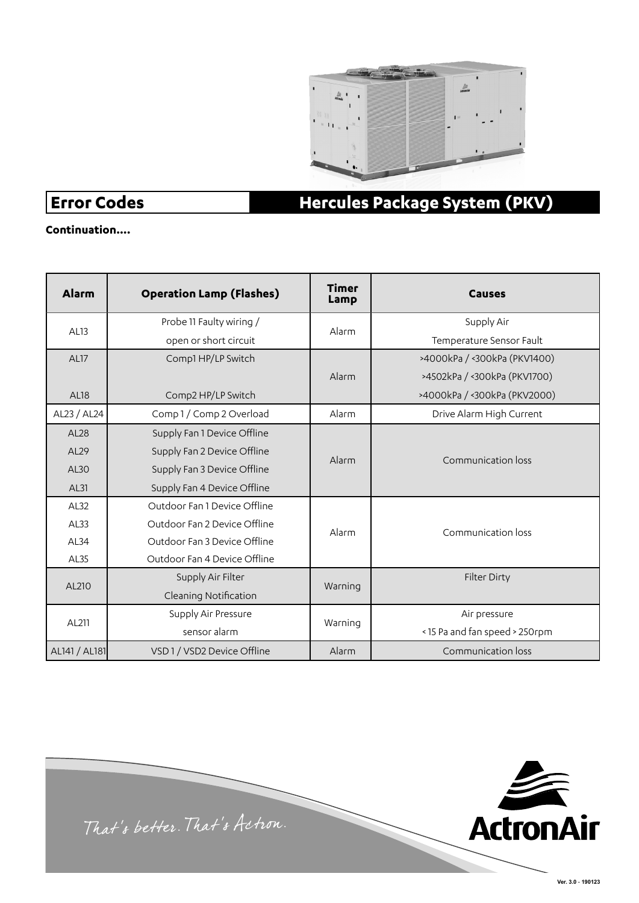## Error Codes

## Hercules Package System (PKV)

**Continuation....**

| Alarm | Operation Lamp (Flashes) | Timer Lamp | Causes |
|---|---|---|---|
| AL13 | Probe 11 Faulty wiring / open or short circuit | Alarm | Supply Air Temperature Sensor Fault |
| AL17<br>AL18 | Comp1 HP/LP Switch<br>Comp2 HP/LP Switch | Alarm | >4000kPa / <300kPa (PKV1400)<br>>4502kPa / <300kPa (PKV1700)<br>>4000kPa / <300kPa (PKV2000) |
| AL23 / AL24 | Comp 1 / Comp 2 Overload | Alarm | Drive Alarm High Current |
| AL28<br>AL29<br>AL30<br>AL31 | Supply Fan 1 Device Offline<br>Supply Fan 2 Device Offline<br>Supply Fan 3 Device Offline<br>Supply Fan 4 Device Offline | Alarm | Communication loss |
| AL32<br>AL33<br>AL34<br>AL35 | Outdoor Fan 1 Device Offline<br>Outdoor Fan 2 Device Offline<br>Outdoor Fan 3 Device Offline<br>Outdoor Fan 4 Device Offline | Alarm | Communication loss |
| AL210 | Supply Air Filter Cleaning Notification | Warning | Filter Dirty |
| AL211 | Supply Air Pressure sensor alarm | Warning | Air pressure < 15 Pa and fan speed > 250rpm |
| AL141 / AL181 | VSD 1 / VSD2 Device Offline | Alarm | Communication loss |

That's better. That's Actron.

ActronAir

Ver. 3.0 - 190123